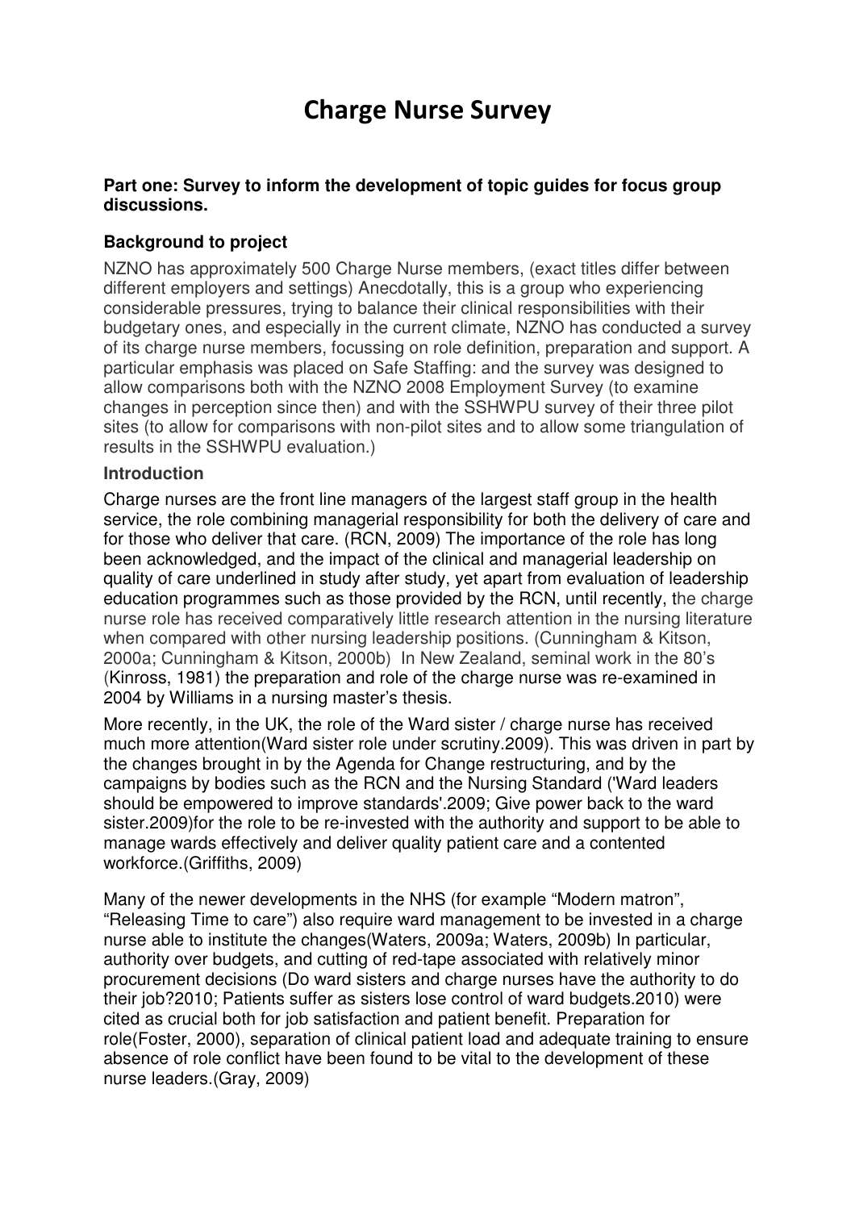# Charge Nurse Survey

**Part one: Survey to inform the development of topic guides for focus group discussions.**

### Background to project

NZNO has approximately 500 Charge Nurse members, (exact titles differ between different employers and settings) Anecdotally, this is a group who experiencing considerable pressures, trying to balance their clinical responsibilities with their budgetary ones, and especially in the current climate, NZNO has conducted a survey of its charge nurse members, focussing on role definition, preparation and support. A particular emphasis was placed on Safe Staffing: and the survey was designed to allow comparisons both with the NZNO 2008 Employment Survey (to examine changes in perception since then) and with the SSHWPU survey of their three pilot sites (to allow for comparisons with non-pilot sites and to allow some triangulation of results in the SSHWPU evaluation.)

### Introduction

Charge nurses are the front line managers of the largest staff group in the health service, the role combining managerial responsibility for both the delivery of care and for those who deliver that care. (RCN, 2009) The importance of the role has long been acknowledged, and the impact of the clinical and managerial leadership on quality of care underlined in study after study, yet apart from evaluation of leadership education programmes such as those provided by the RCN, until recently, the charge nurse role has received comparatively little research attention in the nursing literature when compared with other nursing leadership positions. (Cunningham & Kitson, 2000a; Cunningham & Kitson, 2000b) In New Zealand, seminal work in the 80's (Kinross, 1981) the preparation and role of the charge nurse was re-examined in 2004 by Williams in a nursing master's thesis.

More recently, in the UK, the role of the Ward sister / charge nurse has received much more attention(Ward sister role under scrutiny.2009). This was driven in part by the changes brought in by the Agenda for Change restructuring, and by the campaigns by bodies such as the RCN and the Nursing Standard ('Ward leaders should be empowered to improve standards'.2009; Give power back to the ward sister.2009)for the role to be re-invested with the authority and support to be able to manage wards effectively and deliver quality patient care and a contented workforce.(Griffiths, 2009)

Many of the newer developments in the NHS (for example "Modern matron", "Releasing Time to care") also require ward management to be invested in a charge nurse able to institute the changes(Waters, 2009a; Waters, 2009b) In particular, authority over budgets, and cutting of red-tape associated with relatively minor procurement decisions (Do ward sisters and charge nurses have the authority to do their job?2010; Patients suffer as sisters lose control of ward budgets.2010) were cited as crucial both for job satisfaction and patient benefit. Preparation for role(Foster, 2000), separation of clinical patient load and adequate training to ensure absence of role conflict have been found to be vital to the development of these nurse leaders.(Gray, 2009)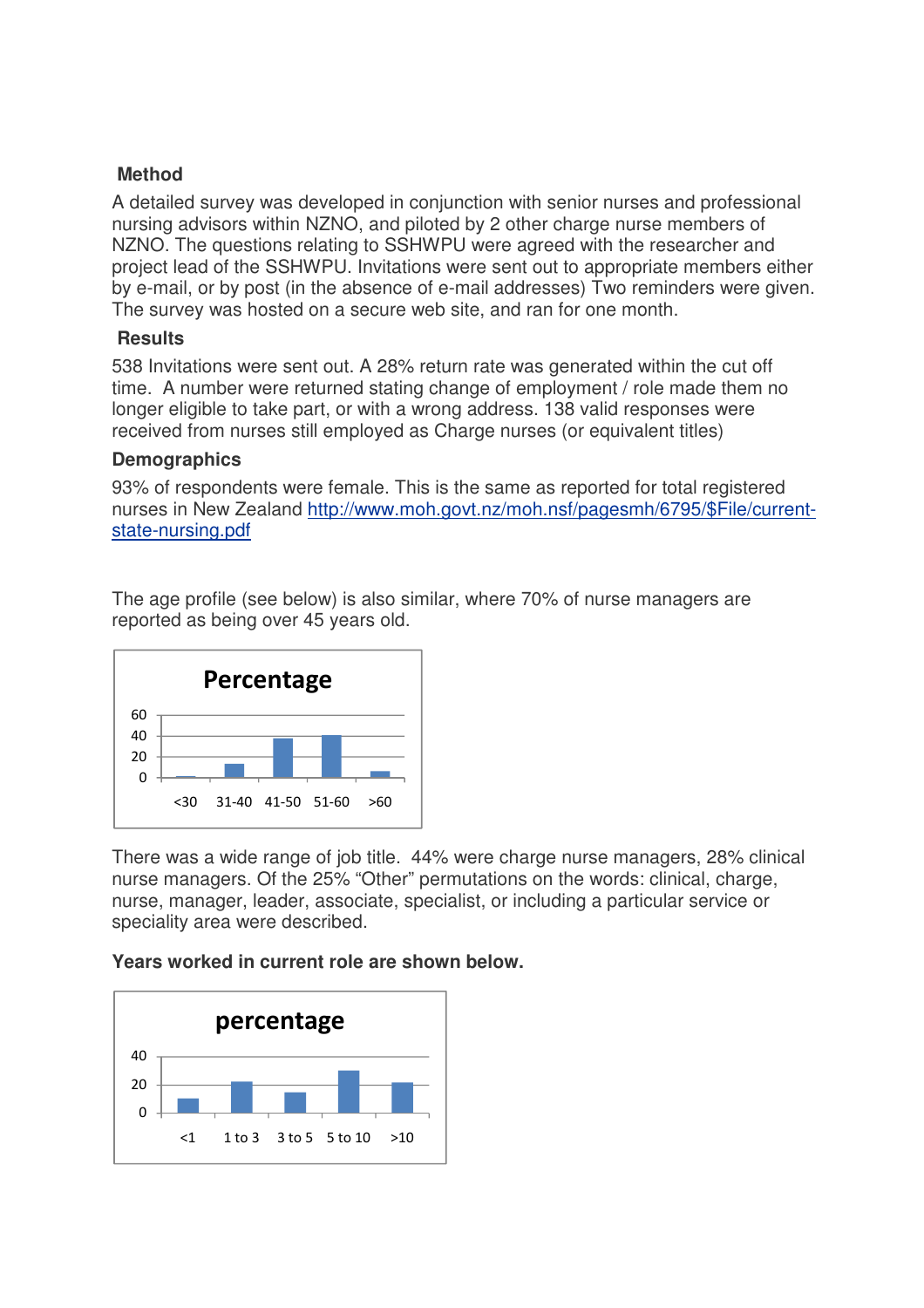### Method

A detailed survey was developed in conjunction with senior nurses and professional nursing advisors within NZNO, and piloted by 2 other charge nurse members of NZNO. The questions relating to SSHWPU were agreed with the researcher and project lead of the SSHWPU. Invitations were sent out to appropriate members either by e-mail, or by post (in the absence of e-mail addresses) Two reminders were given. The survey was hosted on a secure web site, and ran for one month.

### Results

538 Invitations were sent out. A 28% return rate was generated within the cut off time. A number were returned stating change of employment / role made them no longer eligible to take part, or with a wrong address. 138 valid responses were received from nurses still employed as Charge nurses (or equivalent titles)

### Demographics

93% of respondents were female. This is the same as reported for total registered nurses in New Zealand http://www.moh.govt.nz/moh.nsf/pagesmh/6795/$File/current-state-nursing.pdf

The age profile (see below) is also similar, where 70% of nurse managers are reported as being over 45 years old.

**Percentage**

| Age | Percentage |
|---|---|
| <30 | ~1 |
| 31-40 | ~13 |
| 41-50 | ~37 |
| 51-60 | ~40 |
| >60 | ~6 |

There was a wide range of job title. 44% were charge nurse managers, 28% clinical nurse managers. Of the 25% "Other" permutations on the words: clinical, charge, nurse, manager, leader, associate, specialist, or including a particular service or speciality area were described.

**Years worked in current role are shown below.**

**percentage**

| Years | Percentage |
|---|---|
| <1 | ~10 |
| 1 to 3 | ~22 |
| 3 to 5 | ~15 |
| 5 to 10 | ~30 |
| >10 | ~22 |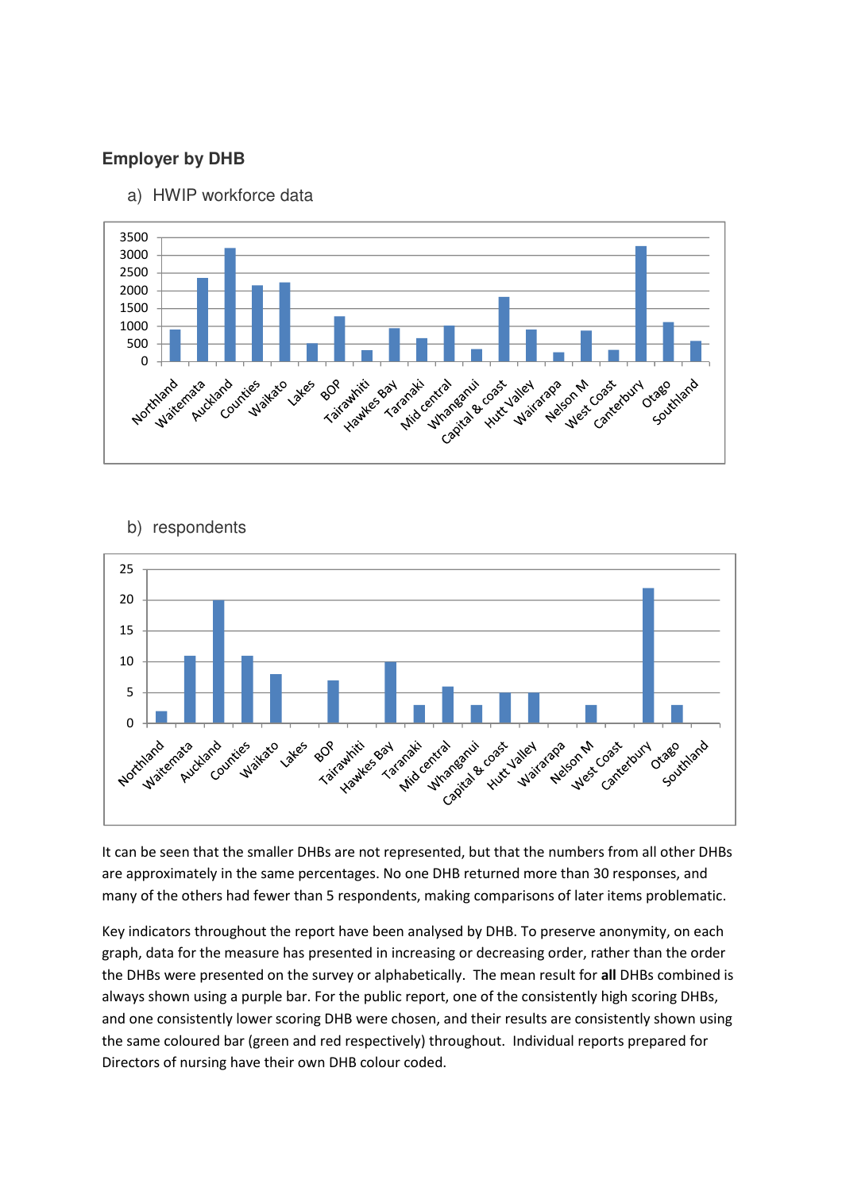## Employer by DHB

a) HWIP workforce data

b) respondents

It can be seen that the smaller DHBs are not represented, but that the numbers from all other DHBs are approximately in the same percentages. No one DHB returned more than 30 responses, and many of the others had fewer than 5 respondents, making comparisons of later items problematic.

Key indicators throughout the report have been analysed by DHB. To preserve anonymity, on each graph, data for the measure has presented in increasing or decreasing order, rather than the order the DHBs were presented on the survey or alphabetically. The mean result for **all** DHBs combined is always shown using a purple bar. For the public report, one of the consistently high scoring DHBs, and one consistently lower scoring DHB were chosen, and their results are consistently shown using the same coloured bar (green and red respectively) throughout. Individual reports prepared for Directors of nursing have their own DHB colour coded.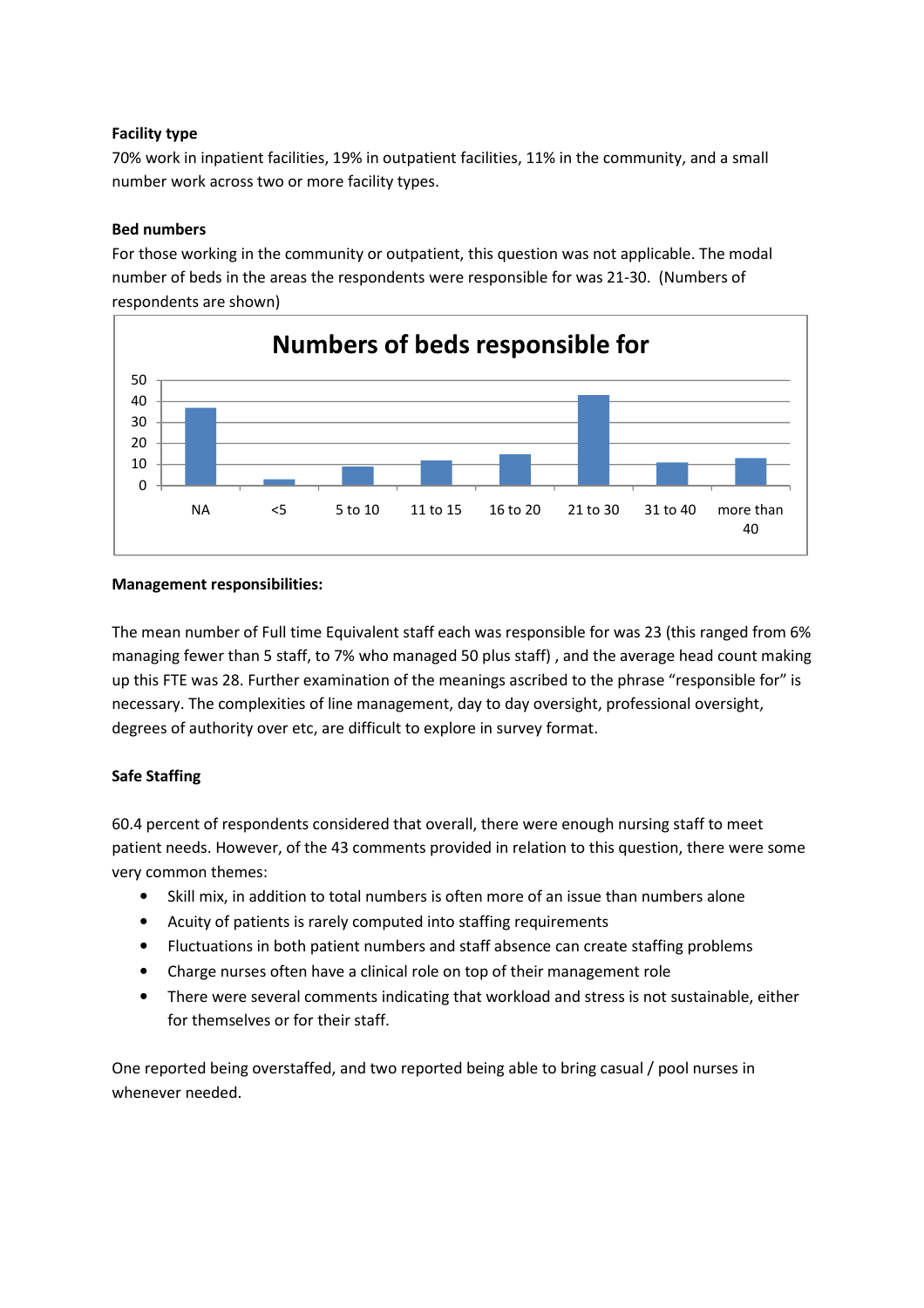**Facility type**

70% work in inpatient facilities, 19% in outpatient facilities, 11% in the community, and a small number work across two or more facility types.

**Bed numbers**

For those working in the community or outpatient, this question was not applicable. The modal number of beds in the areas the respondents were responsible for was 21-30. (Numbers of respondents are shown)

**Management responsibilities:**

The mean number of Full time Equivalent staff each was responsible for was 23 (this ranged from 6% managing fewer than 5 staff, to 7% who managed 50 plus staff) , and the average head count making up this FTE was 28. Further examination of the meanings ascribed to the phrase "responsible for" is necessary. The complexities of line management, day to day oversight, professional oversight, degrees of authority over etc, are difficult to explore in survey format.

**Safe Staffing**

60.4 percent of respondents considered that overall, there were enough nursing staff to meet patient needs. However, of the 43 comments provided in relation to this question, there were some very common themes:

- Skill mix, in addition to total numbers is often more of an issue than numbers alone
- Acuity of patients is rarely computed into staffing requirements
- Fluctuations in both patient numbers and staff absence can create staffing problems
- Charge nurses often have a clinical role on top of their management role
- There were several comments indicating that workload and stress is not sustainable, either for themselves or for their staff.

One reported being overstaffed, and two reported being able to bring casual / pool nurses in whenever needed.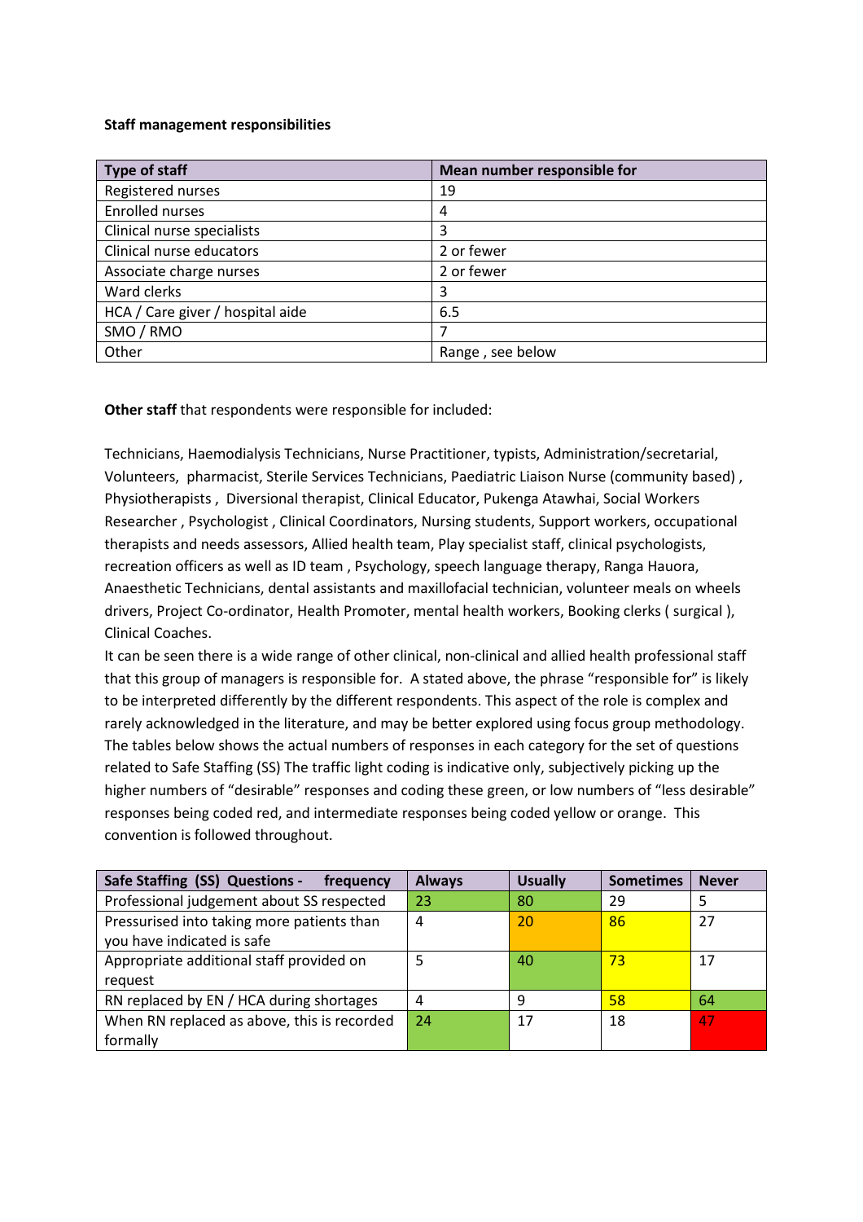**Staff management responsibilities**

| Type of staff | Mean number responsible for |
|---|---|
| Registered nurses | 19 |
| Enrolled nurses | 4 |
| Clinical nurse specialists | 3 |
| Clinical nurse educators | 2 or fewer |
| Associate charge nurses | 2 or fewer |
| Ward clerks | 3 |
| HCA / Care giver / hospital aide | 6.5 |
| SMO / RMO | 7 |
| Other | Range , see below |

**Other staff** that respondents were responsible for included:

Technicians, Haemodialysis Technicians, Nurse Practitioner, typists, Administration/secretarial, Volunteers, pharmacist, Sterile Services Technicians, Paediatric Liaison Nurse (community based) , Physiotherapists , Diversional therapist, Clinical Educator, Pukenga Atawhai, Social Workers Researcher , Psychologist , Clinical Coordinators, Nursing students, Support workers, occupational therapists and needs assessors, Allied health team, Play specialist staff, clinical psychologists, recreation officers as well as ID team , Psychology, speech language therapy, Ranga Hauora, Anaesthetic Technicians, dental assistants and maxillofacial technician, volunteer meals on wheels drivers, Project Co-ordinator, Health Promoter, mental health workers, Booking clerks ( surgical ), Clinical Coaches.

It can be seen there is a wide range of other clinical, non-clinical and allied health professional staff that this group of managers is responsible for. A stated above, the phrase "responsible for" is likely to be interpreted differently by the different respondents. This aspect of the role is complex and rarely acknowledged in the literature, and may be better explored using focus group methodology. The tables below shows the actual numbers of responses in each category for the set of questions related to Safe Staffing (SS) The traffic light coding is indicative only, subjectively picking up the higher numbers of "desirable" responses and coding these green, or low numbers of "less desirable" responses being coded red, and intermediate responses being coded yellow or orange. This convention is followed throughout.

| Safe Staffing (SS) Questions - frequency | Always | Usually | Sometimes | Never |
|---|---|---|---|---|
| Professional judgement about SS respected | 23 | 80 | 29 | 5 |
| Pressurised into taking more patients than you have indicated is safe | 4 | 20 | 86 | 27 |
| Appropriate additional staff provided on request | 5 | 40 | 73 | 17 |
| RN replaced by EN / HCA during shortages | 4 | 9 | 58 | 64 |
| When RN replaced as above, this is recorded formally | 24 | 17 | 18 | 47 |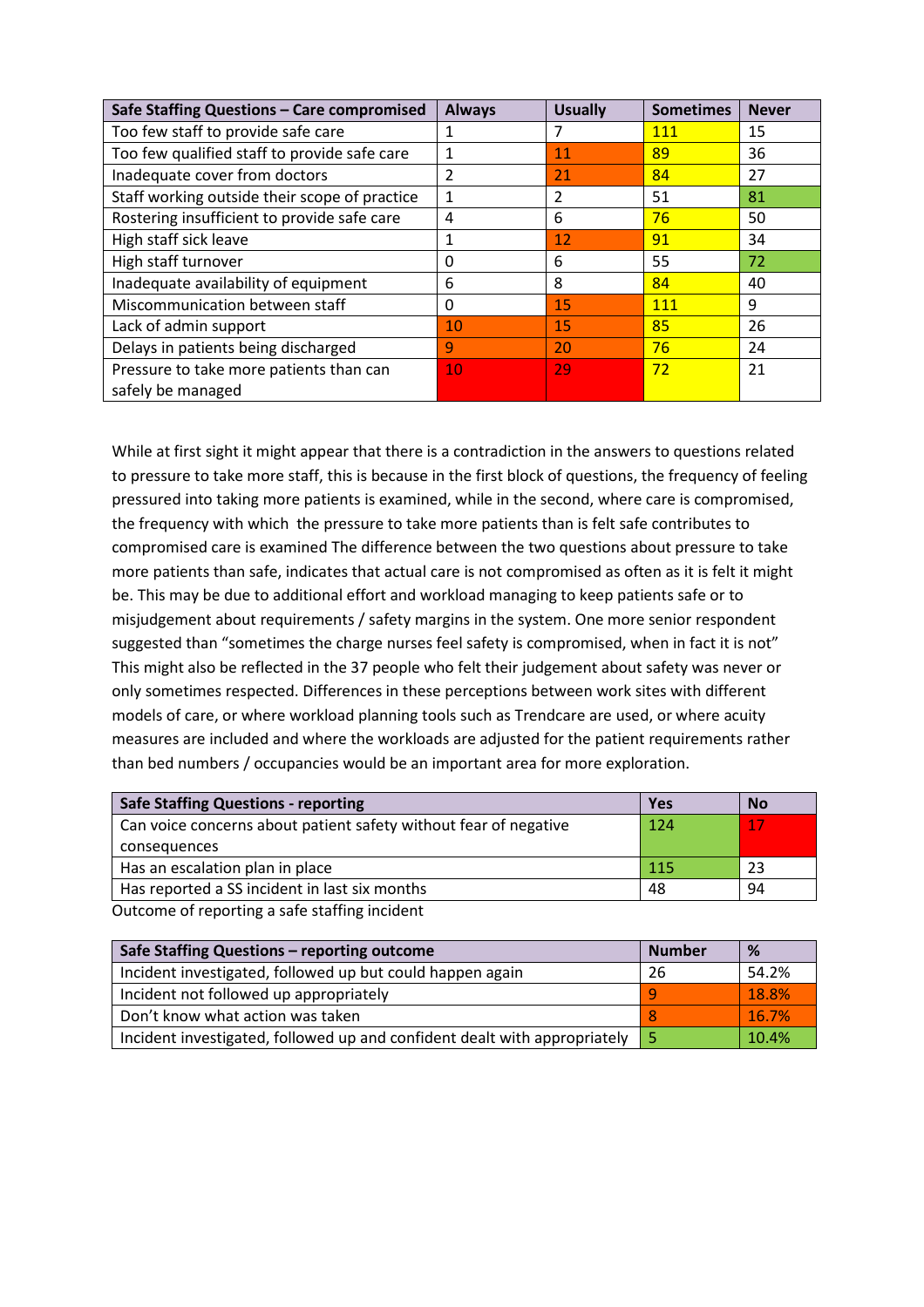| Safe Staffing Questions – Care compromised | Always | Usually | Sometimes | Never |
|---|---|---|---|---|
| Too few staff to provide safe care | 1 | 7 | 111 | 15 |
| Too few qualified staff to provide safe care | 1 | 11 | 89 | 36 |
| Inadequate cover from doctors | 2 | 21 | 84 | 27 |
| Staff working outside their scope of practice | 1 | 2 | 51 | 81 |
| Rostering insufficient to provide safe care | 4 | 6 | 76 | 50 |
| High staff sick leave | 1 | 12 | 91 | 34 |
| High staff turnover | 0 | 6 | 55 | 72 |
| Inadequate availability of equipment | 6 | 8 | 84 | 40 |
| Miscommunication between staff | 0 | 15 | 111 | 9 |
| Lack of admin support | 10 | 15 | 85 | 26 |
| Delays in patients being discharged | 9 | 20 | 76 | 24 |
| Pressure to take more patients than can safely be managed | 10 | 29 | 72 | 21 |

While at first sight it might appear that there is a contradiction in the answers to questions related to pressure to take more staff, this is because in the first block of questions, the frequency of feeling pressured into taking more patients is examined, while in the second, where care is compromised, the frequency with which the pressure to take more patients than is felt safe contributes to compromised care is examined The difference between the two questions about pressure to take more patients than safe, indicates that actual care is not compromised as often as it is felt it might be. This may be due to additional effort and workload managing to keep patients safe or to misjudgement about requirements / safety margins in the system. One more senior respondent suggested than "sometimes the charge nurses feel safety is compromised, when in fact it is not" This might also be reflected in the 37 people who felt their judgement about safety was never or only sometimes respected. Differences in these perceptions between work sites with different models of care, or where workload planning tools such as Trendcare are used, or where acuity measures are included and where the workloads are adjusted for the patient requirements rather than bed numbers / occupancies would be an important area for more exploration.

| Safe Staffing Questions - reporting | Yes | No |
|---|---|---|
| Can voice concerns about patient safety without fear of negative consequences | 124 | 17 |
| Has an escalation plan in place | 115 | 23 |
| Has reported a SS incident in last six months | 48 | 94 |

Outcome of reporting a safe staffing incident

| Safe Staffing Questions – reporting outcome | Number | % |
|---|---|---|
| Incident investigated, followed up but could happen again | 26 | 54.2% |
| Incident not followed up appropriately | 9 | 18.8% |
| Don't know what action was taken | 8 | 16.7% |
| Incident investigated, followed up and confident dealt with appropriately | 5 | 10.4% |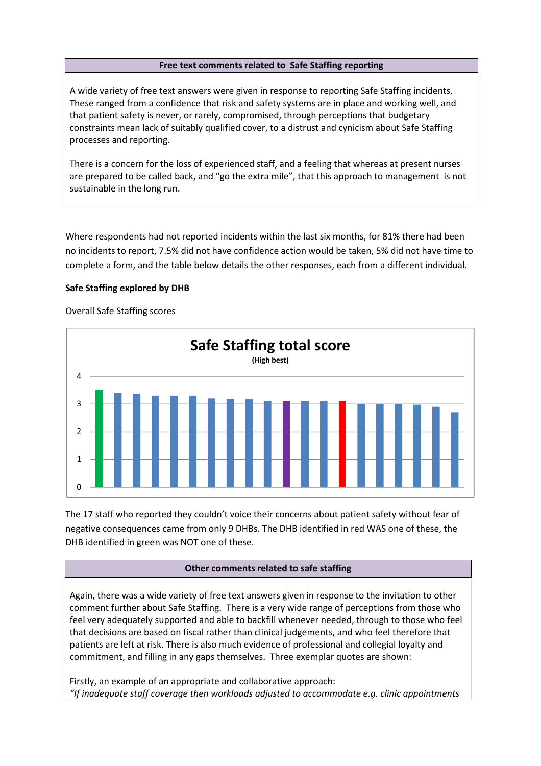**Free text comments related to Safe Staffing reporting**

A wide variety of free text answers were given in response to reporting Safe Staffing incidents. These ranged from a confidence that risk and safety systems are in place and working well, and that patient safety is never, or rarely, compromised, through perceptions that budgetary constraints mean lack of suitably qualified cover, to a distrust and cynicism about Safe Staffing processes and reporting.

There is a concern for the loss of experienced staff, and a feeling that whereas at present nurses are prepared to be called back, and "go the extra mile", that this approach to management is not sustainable in the long run.

Where respondents had not reported incidents within the last six months, for 81% there had been no incidents to report, 7.5% did not have confidence action would be taken, 5% did not have time to complete a form, and the table below details the other responses, each from a different individual.

**Safe Staffing explored by DHB**

Overall Safe Staffing scores

**Safe Staffing total score**
(High best)

The 17 staff who reported they couldn't voice their concerns about patient safety without fear of negative consequences came from only 9 DHBs. The DHB identified in red WAS one of these, the DHB identified in green was NOT one of these.

**Other comments related to safe staffing**

Again, there was a wide variety of free text answers given in response to the invitation to other comment further about Safe Staffing. There is a very wide range of perceptions from those who feel very adequately supported and able to backfill whenever needed, through to those who feel that decisions are based on fiscal rather than clinical judgements, and who feel therefore that patients are left at risk. There is also much evidence of professional and collegial loyalty and commitment, and filling in any gaps themselves. Three exemplar quotes are shown:

Firstly, an example of an appropriate and collaborative approach:
*"If inadequate staff coverage then workloads adjusted to accommodate e.g. clinic appointments*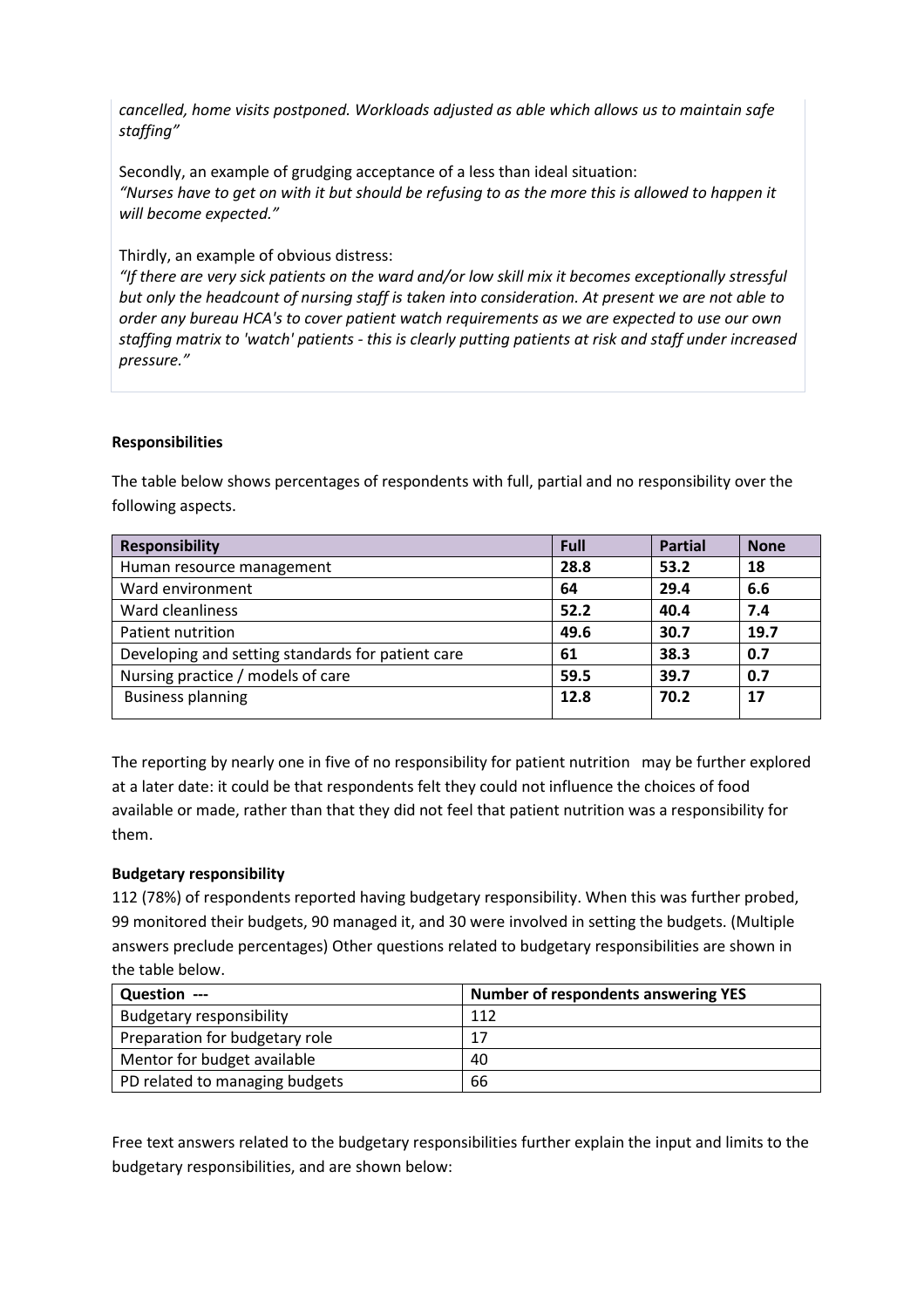*cancelled, home visits postponed. Workloads adjusted as able which allows us to maintain safe staffing"*

Secondly, an example of grudging acceptance of a less than ideal situation:
*"Nurses have to get on with it but should be refusing to as the more this is allowed to happen it will become expected."*

Thirdly, an example of obvious distress:
*"If there are very sick patients on the ward and/or low skill mix it becomes exceptionally stressful but only the headcount of nursing staff is taken into consideration. At present we are not able to order any bureau HCA's to cover patient watch requirements as we are expected to use our own staffing matrix to 'watch' patients - this is clearly putting patients at risk and staff under increased pressure."*

**Responsibilities**

The table below shows percentages of respondents with full, partial and no responsibility over the following aspects.

| Responsibility | Full | Partial | None |
|---|---|---|---|
| Human resource management | **28.8** | **53.2** | **18** |
| Ward environment | **64** | **29.4** | **6.6** |
| Ward cleanliness | **52.2** | **40.4** | **7.4** |
| Patient nutrition | **49.6** | **30.7** | **19.7** |
| Developing and setting standards for patient care | **61** | **38.3** | **0.7** |
| Nursing practice / models of care | **59.5** | **39.7** | **0.7** |
| Business planning | **12.8** | **70.2** | **17** |

The reporting by nearly one in five of no responsibility for patient nutrition may be further explored at a later date: it could be that respondents felt they could not influence the choices of food available or made, rather than that they did not feel that patient nutrition was a responsibility for them.

**Budgetary responsibility**

112 (78%) of respondents reported having budgetary responsibility. When this was further probed, 99 monitored their budgets, 90 managed it, and 30 were involved in setting the budgets. (Multiple answers preclude percentages) Other questions related to budgetary responsibilities are shown in the table below.

| Question --- | Number of respondents answering YES |
|---|---|
| Budgetary responsibility | 112 |
| Preparation for budgetary role | 17 |
| Mentor for budget available | 40 |
| PD related to managing budgets | 66 |

Free text answers related to the budgetary responsibilities further explain the input and limits to the budgetary responsibilities, and are shown below: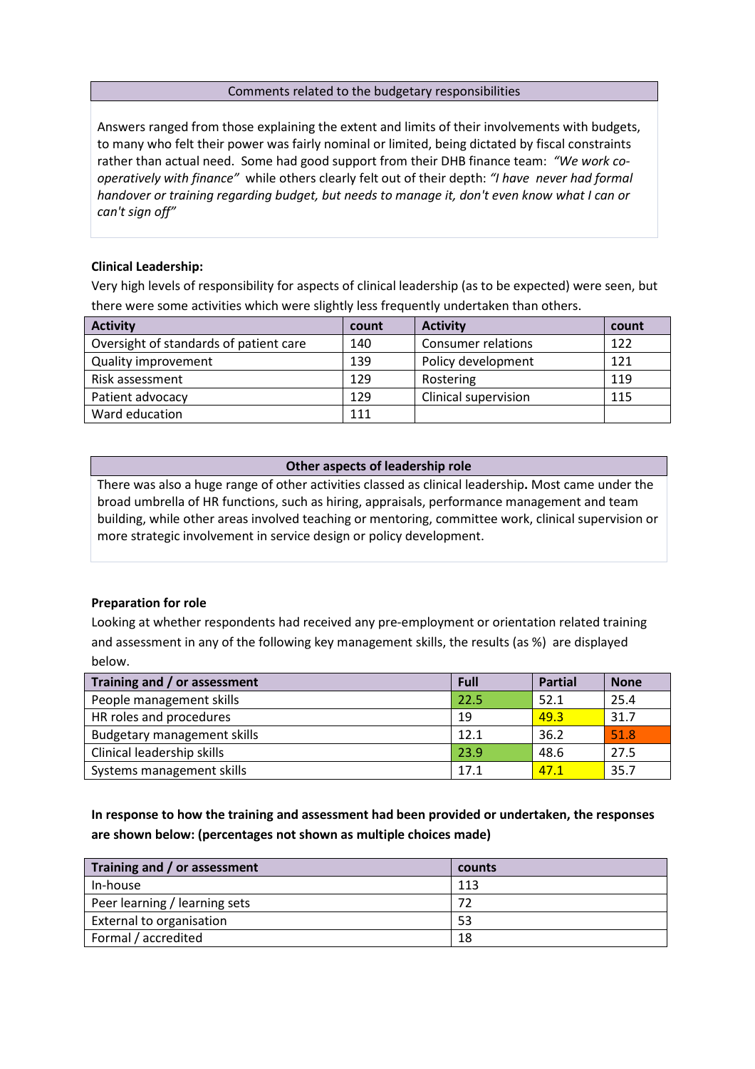**Comments related to the budgetary responsibilities**

Answers ranged from those explaining the extent and limits of their involvements with budgets, to many who felt their power was fairly nominal or limited, being dictated by fiscal constraints rather than actual need. Some had good support from their DHB finance team: *"We work co-operatively with finance"* while others clearly felt out of their depth: *"I have never had formal handover or training regarding budget, but needs to manage it, don't even know what I can or can't sign off"*

**Clinical Leadership:**

Very high levels of responsibility for aspects of clinical leadership (as to be expected) were seen, but there were some activities which were slightly less frequently undertaken than others.

| Activity | count | Activity | count |
|---|---|---|---|
| Oversight of standards of patient care | 140 | Consumer relations | 122 |
| Quality improvement | 139 | Policy development | 121 |
| Risk assessment | 129 | Rostering | 119 |
| Patient advocacy | 129 | Clinical supervision | 115 |
| Ward education | 111 | | |

**Other aspects of leadership role**

There was also a huge range of other activities classed as clinical leadership**.** Most came under the broad umbrella of HR functions, such as hiring, appraisals, performance management and team building, while other areas involved teaching or mentoring, committee work, clinical supervision or more strategic involvement in service design or policy development.

**Preparation for role**

Looking at whether respondents had received any pre-employment or orientation related training and assessment in any of the following key management skills, the results (as %) are displayed below.

| Training and / or assessment | Full | Partial | None |
|---|---|---|---|
| People management skills | 22.5 | 52.1 | 25.4 |
| HR roles and procedures | 19 | 49.3 | 31.7 |
| Budgetary management skills | 12.1 | 36.2 | 51.8 |
| Clinical leadership skills | 23.9 | 48.6 | 27.5 |
| Systems management skills | 17.1 | 47.1 | 35.7 |

**In response to how the training and assessment had been provided or undertaken, the responses are shown below: (percentages not shown as multiple choices made)**

| Training and / or assessment | counts |
|---|---|
| In-house | 113 |
| Peer learning / learning sets | 72 |
| External to organisation | 53 |
| Formal / accredited | 18 |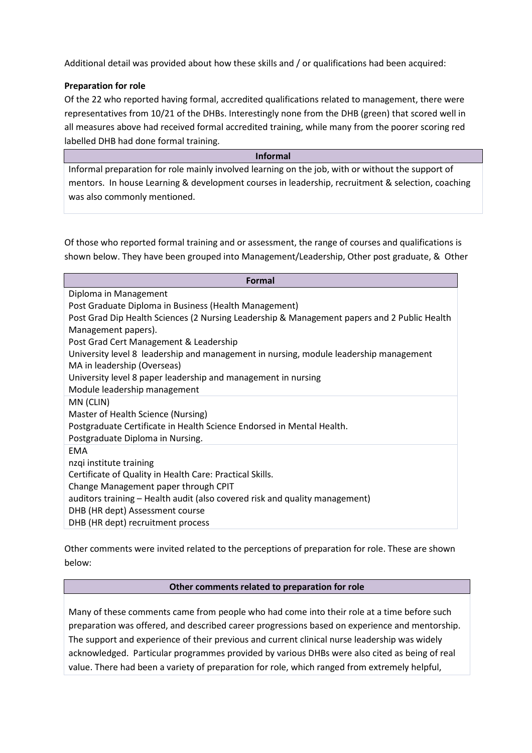Additional detail was provided about how these skills and / or qualifications had been acquired:

**Preparation for role**

Of the 22 who reported having formal, accredited qualifications related to management, there were representatives from 10/21 of the DHBs. Interestingly none from the DHB (green) that scored well in all measures above had received formal accredited training, while many from the poorer scoring red labelled DHB had done formal training.

| Informal |
|---|
| Informal preparation for role mainly involved learning on the job, with or without the support of mentors. In house Learning & development courses in leadership, recruitment & selection, coaching was also commonly mentioned. |

Of those who reported formal training and or assessment, the range of courses and qualifications is shown below. They have been grouped into Management/Leadership, Other post graduate, & Other

| Formal |
|---|
| Diploma in Management<br>Post Graduate Diploma in Business (Health Management)<br>Post Grad Dip Health Sciences (2 Nursing Leadership & Management papers and 2 Public Health Management papers).<br>Post Grad Cert Management & Leadership<br>University level 8 leadership and management in nursing, module leadership management<br>MA in leadership (Overseas)<br>University level 8 paper leadership and management in nursing<br>Module leadership management |
| MN (CLIN)<br>Master of Health Science (Nursing)<br>Postgraduate Certificate in Health Science Endorsed in Mental Health.<br>Postgraduate Diploma in Nursing. |
| EMA<br>nzqi institute training<br>Certificate of Quality in Health Care: Practical Skills.<br>Change Management paper through CPIT<br>auditors training – Health audit (also covered risk and quality management)<br>DHB (HR dept) Assessment course<br>DHB (HR dept) recruitment process |

Other comments were invited related to the perceptions of preparation for role. These are shown below:

| Other comments related to preparation for role |
|---|
| Many of these comments came from people who had come into their role at a time before such preparation was offered, and described career progressions based on experience and mentorship. The support and experience of their previous and current clinical nurse leadership was widely acknowledged. Particular programmes provided by various DHBs were also cited as being of real value. There had been a variety of preparation for role, which ranged from extremely helpful, |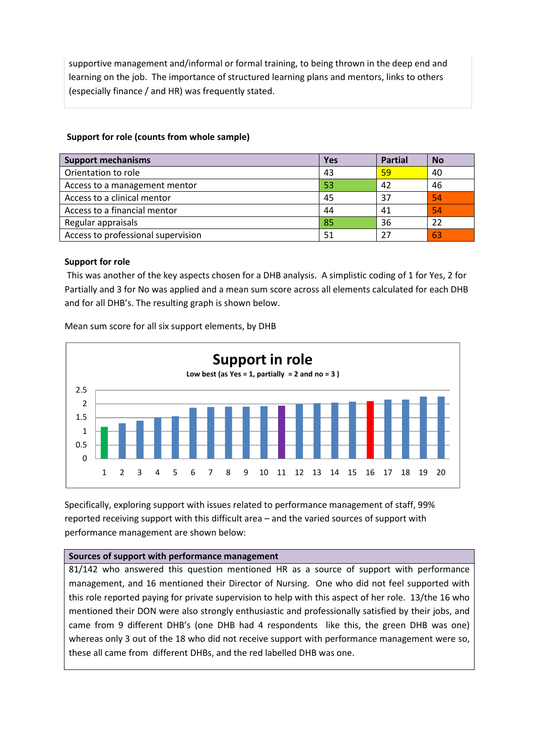supportive management and/informal or formal training, to being thrown in the deep end and learning on the job. The importance of structured learning plans and mentors, links to others (especially finance / and HR) was frequently stated.

**Support for role (counts from whole sample)**

| Support mechanisms | Yes | Partial | No |
|---|---|---|---|
| Orientation to role | 43 | 59 | 40 |
| Access to a management mentor | 53 | 42 | 46 |
| Access to a clinical mentor | 45 | 37 | 54 |
| Access to a financial mentor | 44 | 41 | 54 |
| Regular appraisals | 85 | 36 | 22 |
| Access to professional supervision | 51 | 27 | 63 |

**Support for role**

This was another of the key aspects chosen for a DHB analysis. A simplistic coding of 1 for Yes, 2 for Partially and 3 for No was applied and a mean sum score across all elements calculated for each DHB and for all DHB's. The resulting graph is shown below.

Mean sum score for all six support elements, by DHB

**Support in role**

Low best (as Yes = 1, partially = 2 and no = 3 )

Specifically, exploring support with issues related to performance management of staff, 99% reported receiving support with this difficult area – and the varied sources of support with performance management are shown below:

| Sources of support with performance management |
|---|
| 81/142 who answered this question mentioned HR as a source of support with performance management, and 16 mentioned their Director of Nursing. One who did not feel supported with this role reported paying for private supervision to help with this aspect of her role. 13/the 16 who mentioned their DON were also strongly enthusiastic and professionally satisfied by their jobs, and came from 9 different DHB's (one DHB had 4 respondents like this, the green DHB was one) whereas only 3 out of the 18 who did not receive support with performance management were so, these all came from different DHBs, and the red labelled DHB was one. |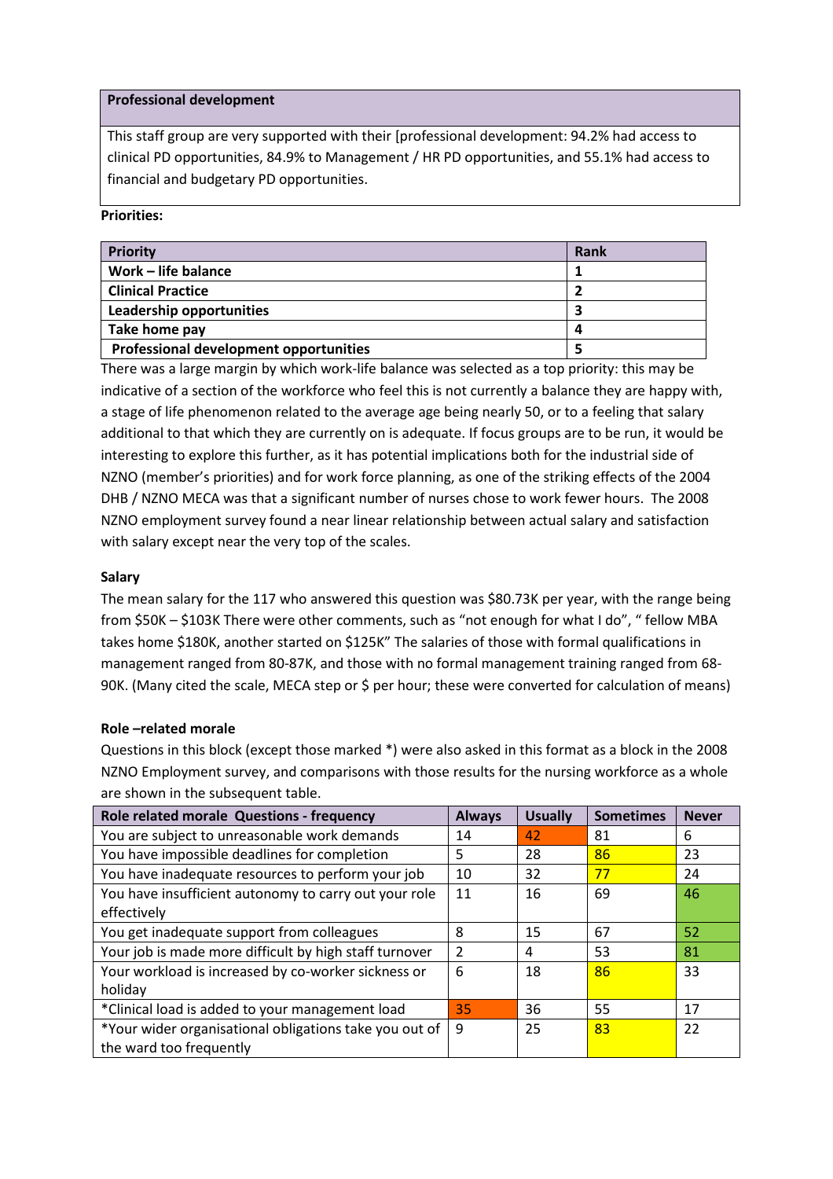**Professional development**

This staff group are very supported with their [professional development: 94.2% had access to clinical PD opportunities, 84.9% to Management / HR PD opportunities, and 55.1% had access to financial and budgetary PD opportunities.

**Priorities:**

| Priority | Rank |
|---|---|
| **Work – life balance** | **1** |
| **Clinical Practice** | **2** |
| **Leadership opportunities** | **3** |
| **Take home pay** | **4** |
| **Professional development opportunities** | **5** |

There was a large margin by which work-life balance was selected as a top priority: this may be indicative of a section of the workforce who feel this is not currently a balance they are happy with, a stage of life phenomenon related to the average age being nearly 50, or to a feeling that salary additional to that which they are currently on is adequate. If focus groups are to be run, it would be interesting to explore this further, as it has potential implications both for the industrial side of NZNO (member's priorities) and for work force planning, as one of the striking effects of the 2004 DHB / NZNO MECA was that a significant number of nurses chose to work fewer hours. The 2008 NZNO employment survey found a near linear relationship between actual salary and satisfaction with salary except near the very top of the scales.

**Salary**

The mean salary for the 117 who answered this question was $80.73K per year, with the range being from $50K – $103K There were other comments, such as "not enough for what I do", " fellow MBA takes home $180K, another started on $125K" The salaries of those with formal qualifications in management ranged from 80-87K, and those with no formal management training ranged from 68-90K. (Many cited the scale, MECA step or $ per hour; these were converted for calculation of means)

**Role –related morale**

Questions in this block (except those marked *) were also asked in this format as a block in the 2008 NZNO Employment survey, and comparisons with those results for the nursing workforce as a whole are shown in the subsequent table.

| Role related morale Questions - frequency | Always | Usually | Sometimes | Never |
|---|---|---|---|---|
| You are subject to unreasonable work demands | 14 | 42 | 81 | 6 |
| You have impossible deadlines for completion | 5 | 28 | 86 | 23 |
| You have inadequate resources to perform your job | 10 | 32 | 77 | 24 |
| You have insufficient autonomy to carry out your role effectively | 11 | 16 | 69 | 46 |
| You get inadequate support from colleagues | 8 | 15 | 67 | 52 |
| Your job is made more difficult by high staff turnover | 2 | 4 | 53 | 81 |
| Your workload is increased by co-worker sickness or holiday | 6 | 18 | 86 | 33 |
| *Clinical load is added to your management load | 35 | 36 | 55 | 17 |
| *Your wider organisational obligations take you out of the ward too frequently | 9 | 25 | 83 | 22 |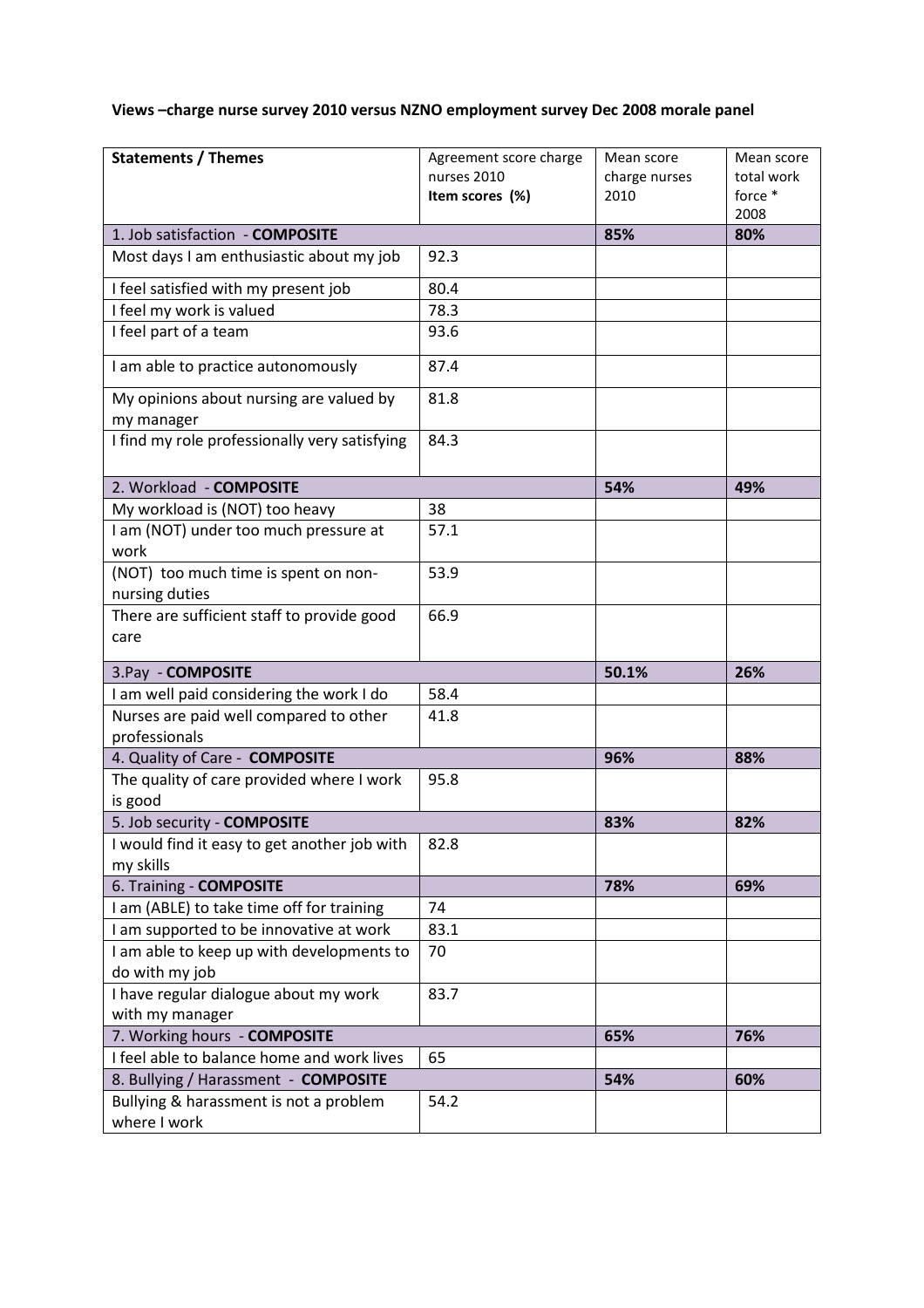**Views –charge nurse survey 2010 versus NZNO employment survey Dec 2008 morale panel**

| Statements / Themes | Agreement score charge nurses 2010 **Item scores (%)** | Mean score charge nurses 2010 | Mean score total work force * 2008 |
|---|---|---|---|
| 1. Job satisfaction - **COMPOSITE** | | **85%** | **80%** |
| Most days I am enthusiastic about my job | 92.3 | | |
| I feel satisfied with my present job | 80.4 | | |
| I feel my work is valued | 78.3 | | |
| I feel part of a team | 93.6 | | |
| I am able to practice autonomously | 87.4 | | |
| My opinions about nursing are valued by my manager | 81.8 | | |
| I find my role professionally very satisfying | 84.3 | | |
| 2. Workload - **COMPOSITE** | | **54%** | **49%** |
| My workload is (NOT) too heavy | 38 | | |
| I am (NOT) under too much pressure at work | 57.1 | | |
| (NOT) too much time is spent on non-nursing duties | 53.9 | | |
| There are sufficient staff to provide good care | 66.9 | | |
| 3.Pay - **COMPOSITE** | | **50.1%** | **26%** |
| I am well paid considering the work I do | 58.4 | | |
| Nurses are paid well compared to other professionals | 41.8 | | |
| 4. Quality of Care - **COMPOSITE** | | **96%** | **88%** |
| The quality of care provided where I work is good | 95.8 | | |
| 5. Job security - **COMPOSITE** | | **83%** | **82%** |
| I would find it easy to get another job with my skills | 82.8 | | |
| 6. Training - **COMPOSITE** | | **78%** | **69%** |
| I am (ABLE) to take time off for training | 74 | | |
| I am supported to be innovative at work | 83.1 | | |
| I am able to keep up with developments to do with my job | 70 | | |
| I have regular dialogue about my work with my manager | 83.7 | | |
| 7. Working hours - **COMPOSITE** | | **65%** | **76%** |
| I feel able to balance home and work lives | 65 | | |
| 8. Bullying / Harassment - **COMPOSITE** | | **54%** | **60%** |
| Bullying & harassment is not a problem where I work | 54.2 | | |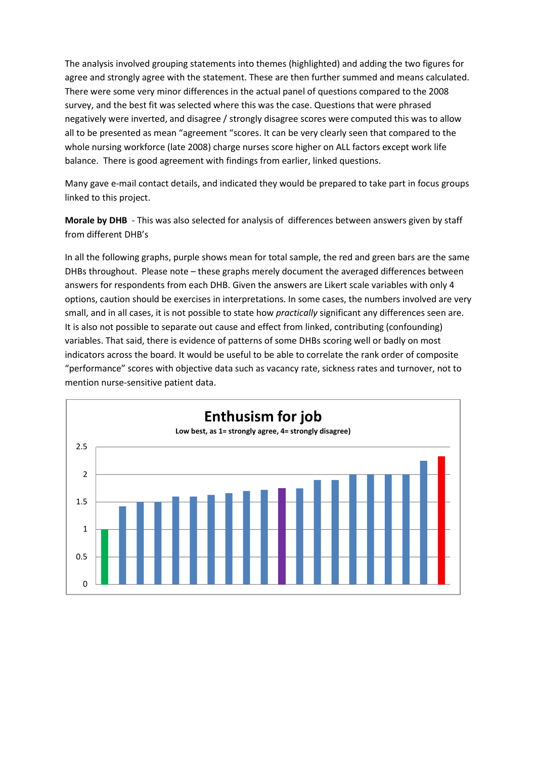The analysis involved grouping statements into themes (highlighted) and adding the two figures for agree and strongly agree with the statement. These are then further summed and means calculated. There were some very minor differences in the actual panel of questions compared to the 2008 survey, and the best fit was selected where this was the case. Questions that were phrased negatively were inverted, and disagree / strongly disagree scores were computed this was to allow all to be presented as mean "agreement "scores. It can be very clearly seen that compared to the whole nursing workforce (late 2008) charge nurses score higher on ALL factors except work life balance. There is good agreement with findings from earlier, linked questions.

Many gave e-mail contact details, and indicated they would be prepared to take part in focus groups linked to this project.

**Morale by DHB** - This was also selected for analysis of differences between answers given by staff from different DHB's

In all the following graphs, purple shows mean for total sample, the red and green bars are the same DHBs throughout. Please note – these graphs merely document the averaged differences between answers for respondents from each DHB. Given the answers are Likert scale variables with only 4 options, caution should be exercises in interpretations. In some cases, the numbers involved are very small, and in all cases, it is not possible to state how *practically* significant any differences seen are. It is also not possible to separate out cause and effect from linked, contributing (confounding) variables. That said, there is evidence of patterns of some DHBs scoring well or badly on most indicators across the board. It would be useful to be able to correlate the rank order of composite "performance" scores with objective data such as vacancy rate, sickness rates and turnover, not to mention nurse-sensitive patient data.

**Enthusism for job**

Low best, as 1= strongly agree, 4= strongly disagree)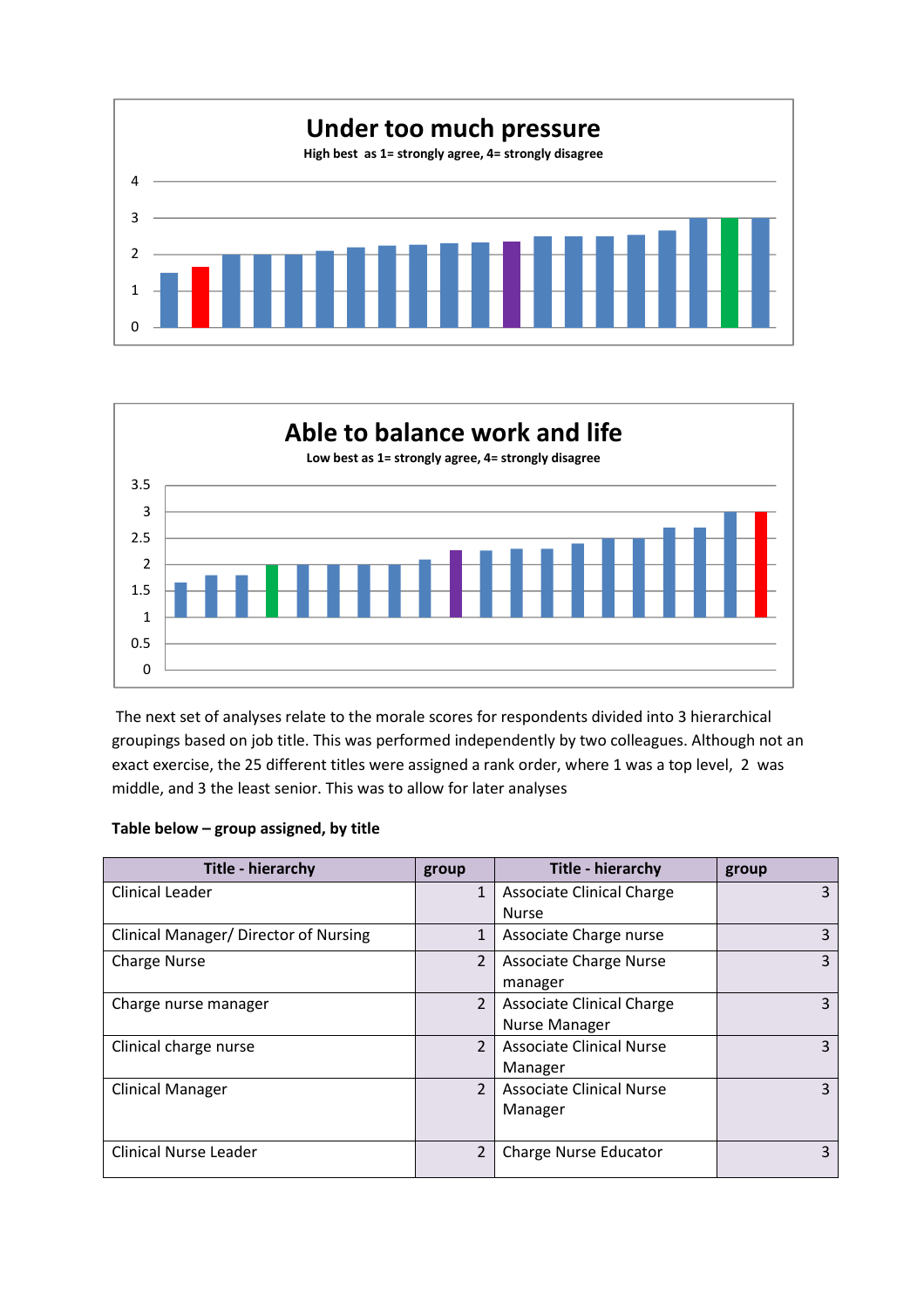## Under too much pressure

High best as 1= strongly agree, 4= strongly disagree

## Able to balance work and life

Low best as 1= strongly agree, 4= strongly disagree

The next set of analyses relate to the morale scores for respondents divided into 3 hierarchical groupings based on job title. This was performed independently by two colleagues. Although not an exact exercise, the 25 different titles were assigned a rank order, where 1 was a top level, 2 was middle, and 3 the least senior. This was to allow for later analyses

**Table below – group assigned, by title**

| Title - hierarchy | group | Title - hierarchy | group |
|---|---|---|---|
| Clinical Leader | 1 | Associate Clinical Charge Nurse | 3 |
| Clinical Manager/ Director of Nursing | 1 | Associate Charge nurse | 3 |
| Charge Nurse | 2 | Associate Charge Nurse manager | 3 |
| Charge nurse manager | 2 | Associate Clinical Charge Nurse Manager | 3 |
| Clinical charge nurse | 2 | Associate Clinical Nurse Manager | 3 |
| Clinical Manager | 2 | Associate Clinical Nurse Manager | 3 |
| Clinical Nurse Leader | 2 | Charge Nurse Educator | 3 |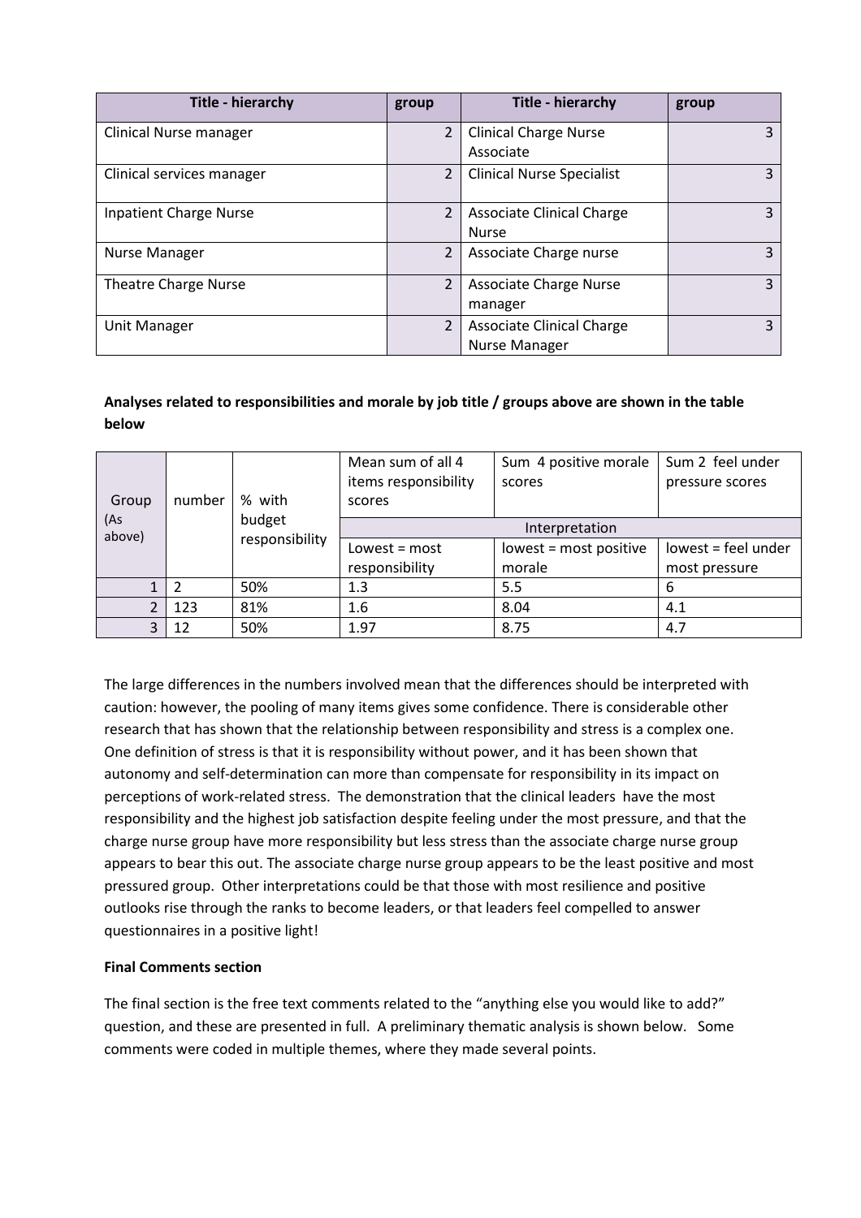| Title - hierarchy | group | Title - hierarchy | group |
|---|---|---|---|
| Clinical Nurse manager | 2 | Clinical Charge Nurse Associate | 3 |
| Clinical services manager | 2 | Clinical Nurse Specialist | 3 |
| Inpatient Charge Nurse | 2 | Associate Clinical Charge Nurse | 3 |
| Nurse Manager | 2 | Associate Charge nurse | 3 |
| Theatre Charge Nurse | 2 | Associate Charge Nurse manager | 3 |
| Unit Manager | 2 | Associate Clinical Charge Nurse Manager | 3 |

**Analyses related to responsibilities and morale by job title / groups above are shown in the table below**

| Group (As above) | number | % with budget responsibility | Mean sum of all 4 items responsibility scores | Sum 4 positive morale scores | Sum 2 feel under pressure scores |
|---|---|---|---|---|---|
| | | | Interpretation | | |
| | | | Lowest = most responsibility | lowest = most positive morale | lowest = feel under most pressure |
| 1 | 2 | 50% | 1.3 | 5.5 | 6 |
| 2 | 123 | 81% | 1.6 | 8.04 | 4.1 |
| 3 | 12 | 50% | 1.97 | 8.75 | 4.7 |

The large differences in the numbers involved mean that the differences should be interpreted with caution: however, the pooling of many items gives some confidence. There is considerable other research that has shown that the relationship between responsibility and stress is a complex one. One definition of stress is that it is responsibility without power, and it has been shown that autonomy and self-determination can more than compensate for responsibility in its impact on perceptions of work-related stress. The demonstration that the clinical leaders have the most responsibility and the highest job satisfaction despite feeling under the most pressure, and that the charge nurse group have more responsibility but less stress than the associate charge nurse group appears to bear this out. The associate charge nurse group appears to be the least positive and most pressured group. Other interpretations could be that those with most resilience and positive outlooks rise through the ranks to become leaders, or that leaders feel compelled to answer questionnaires in a positive light!

**Final Comments section**

The final section is the free text comments related to the "anything else you would like to add?" question, and these are presented in full. A preliminary thematic analysis is shown below. Some comments were coded in multiple themes, where they made several points.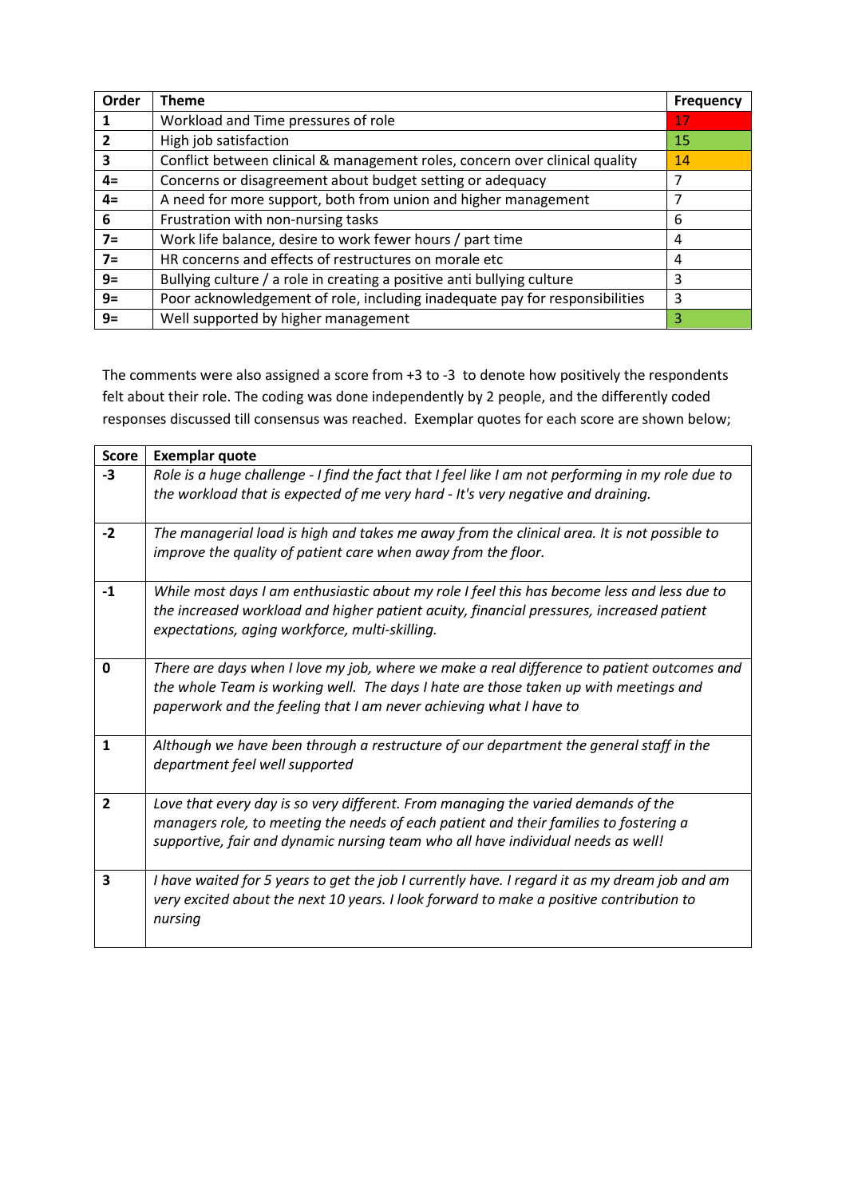| Order | Theme | Frequency |
|---|---|---|
| 1 | Workload and Time pressures of role | 17 |
| 2 | High job satisfaction | 15 |
| 3 | Conflict between clinical & management roles, concern over clinical quality | 14 |
| 4= | Concerns or disagreement about budget setting or adequacy | 7 |
| 4= | A need for more support, both from union and higher management | 7 |
| 6 | Frustration with non-nursing tasks | 6 |
| 7= | Work life balance, desire to work fewer hours / part time | 4 |
| 7= | HR concerns and effects of restructures on morale etc | 4 |
| 9= | Bullying culture / a role in creating a positive anti bullying culture | 3 |
| 9= | Poor acknowledgement of role, including inadequate pay for responsibilities | 3 |
| 9= | Well supported by higher management | 3 |

The comments were also assigned a score from +3 to -3 to denote how positively the respondents felt about their role. The coding was done independently by 2 people, and the differently coded responses discussed till consensus was reached. Exemplar quotes for each score are shown below;

| Score | Exemplar quote |
|---|---|
| -3 | *Role is a huge challenge - I find the fact that I feel like I am not performing in my role due to the workload that is expected of me very hard - It's very negative and draining.* |
| -2 | *The managerial load is high and takes me away from the clinical area. It is not possible to improve the quality of patient care when away from the floor.* |
| -1 | *While most days I am enthusiastic about my role I feel this has become less and less due to the increased workload and higher patient acuity, financial pressures, increased patient expectations, aging workforce, multi-skilling.* |
| 0 | *There are days when I love my job, where we make a real difference to patient outcomes and the whole Team is working well. The days I hate are those taken up with meetings and paperwork and the feeling that I am never achieving what I have to* |
| 1 | *Although we have been through a restructure of our department the general staff in the department feel well supported* |
| 2 | *Love that every day is so very different. From managing the varied demands of the managers role, to meeting the needs of each patient and their families to fostering a supportive, fair and dynamic nursing team who all have individual needs as well!* |
| 3 | *I have waited for 5 years to get the job I currently have. I regard it as my dream job and am very excited about the next 10 years. I look forward to make a positive contribution to nursing* |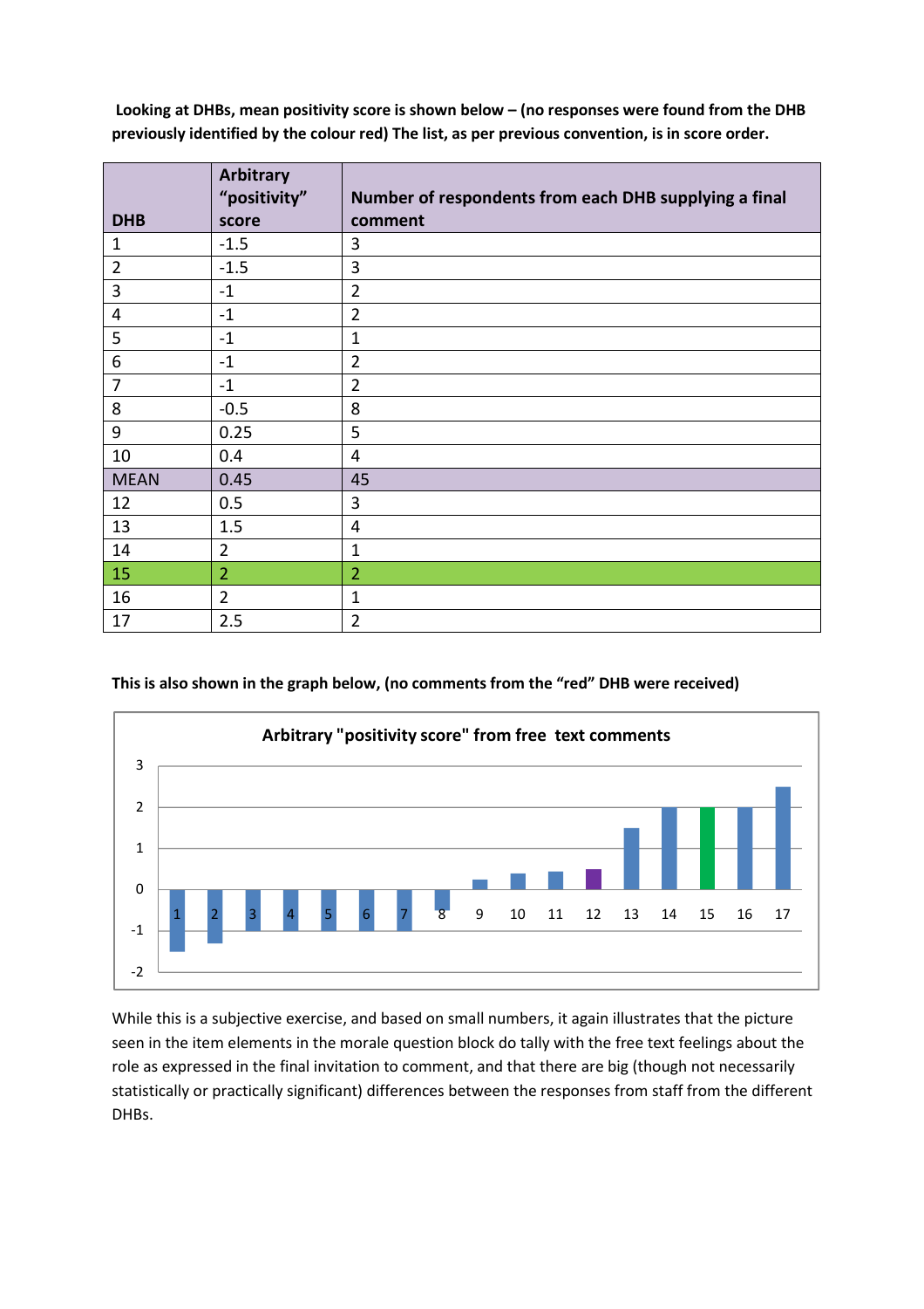**Looking at DHBs, mean positivity score is shown below – (no responses were found from the DHB previously identified by the colour red) The list, as per previous convention, is in score order.**

| DHB | Arbitrary "positivity" score | Number of respondents from each DHB supplying a final comment |
|---|---|---|
| 1 | -1.5 | 3 |
| 2 | -1.5 | 3 |
| 3 | -1 | 2 |
| 4 | -1 | 2 |
| 5 | -1 | 1 |
| 6 | -1 | 2 |
| 7 | -1 | 2 |
| 8 | -0.5 | 8 |
| 9 | 0.25 | 5 |
| 10 | 0.4 | 4 |
| MEAN | 0.45 | 45 |
| 12 | 0.5 | 3 |
| 13 | 1.5 | 4 |
| 14 | 2 | 1 |
| 15 | 2 | 2 |
| 16 | 2 | 1 |
| 17 | 2.5 | 2 |

**This is also shown in the graph below, (no comments from the "red" DHB were received)**

**Arbitrary "positivity score" from free text comments**

| DHB | 1 | 2 | 3 | 4 | 5 | 6 | 7 | 8 | 9 | 10 | 11 | 12 | 13 | 14 | 15 | 16 | 17 |
|---|---|---|---|---|---|---|---|---|---|---|---|---|---|---|---|---|---|
| Score | -1.5 | -1.5 | -1 | -1 | -1 | -1 | -1 | -0.5 | 0.25 | 0.4 | 0.45 | 0.5 | 1.5 | 2 | 2 | 2 | 2.5 |

While this is a subjective exercise, and based on small numbers, it again illustrates that the picture seen in the item elements in the morale question block do tally with the free text feelings about the role as expressed in the final invitation to comment, and that there are big (though not necessarily statistically or practically significant) differences between the responses from staff from the different DHBs.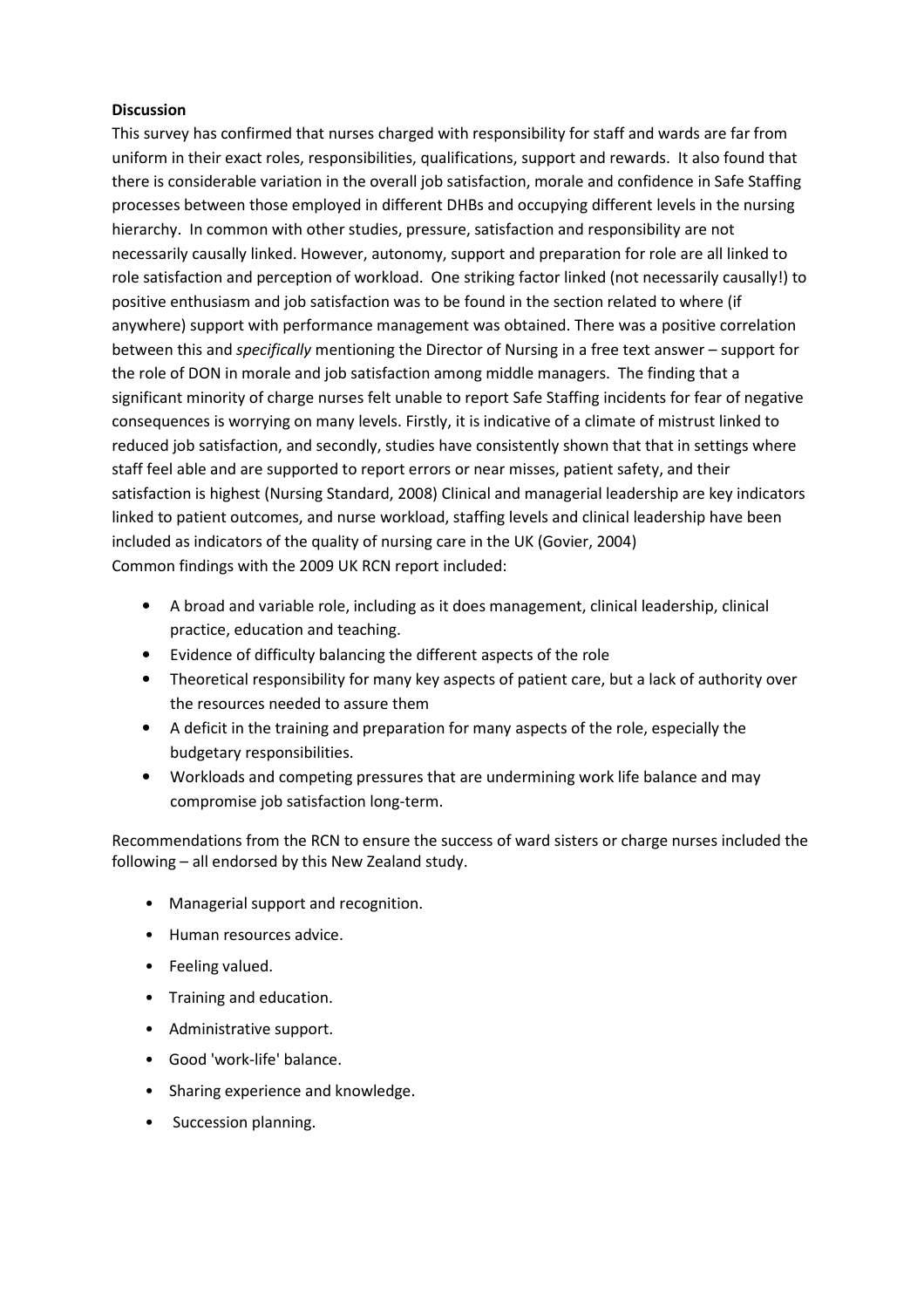**Discussion**

This survey has confirmed that nurses charged with responsibility for staff and wards are far from uniform in their exact roles, responsibilities, qualifications, support and rewards. It also found that there is considerable variation in the overall job satisfaction, morale and confidence in Safe Staffing processes between those employed in different DHBs and occupying different levels in the nursing hierarchy. In common with other studies, pressure, satisfaction and responsibility are not necessarily causally linked. However, autonomy, support and preparation for role are all linked to role satisfaction and perception of workload. One striking factor linked (not necessarily causally!) to positive enthusiasm and job satisfaction was to be found in the section related to where (if anywhere) support with performance management was obtained. There was a positive correlation between this and *specifically* mentioning the Director of Nursing in a free text answer – support for the role of DON in morale and job satisfaction among middle managers. The finding that a significant minority of charge nurses felt unable to report Safe Staffing incidents for fear of negative consequences is worrying on many levels. Firstly, it is indicative of a climate of mistrust linked to reduced job satisfaction, and secondly, studies have consistently shown that that in settings where staff feel able and are supported to report errors or near misses, patient safety, and their satisfaction is highest (Nursing Standard, 2008) Clinical and managerial leadership are key indicators linked to patient outcomes, and nurse workload, staffing levels and clinical leadership have been included as indicators of the quality of nursing care in the UK (Govier, 2004)
Common findings with the 2009 UK RCN report included:

- A broad and variable role, including as it does management, clinical leadership, clinical practice, education and teaching.
- Evidence of difficulty balancing the different aspects of the role
- Theoretical responsibility for many key aspects of patient care, but a lack of authority over the resources needed to assure them
- A deficit in the training and preparation for many aspects of the role, especially the budgetary responsibilities.
- Workloads and competing pressures that are undermining work life balance and may compromise job satisfaction long-term.

Recommendations from the RCN to ensure the success of ward sisters or charge nurses included the following – all endorsed by this New Zealand study.

- Managerial support and recognition.
- Human resources advice.
- Feeling valued.
- Training and education.
- Administrative support.
- Good 'work-life' balance.
- Sharing experience and knowledge.
- Succession planning.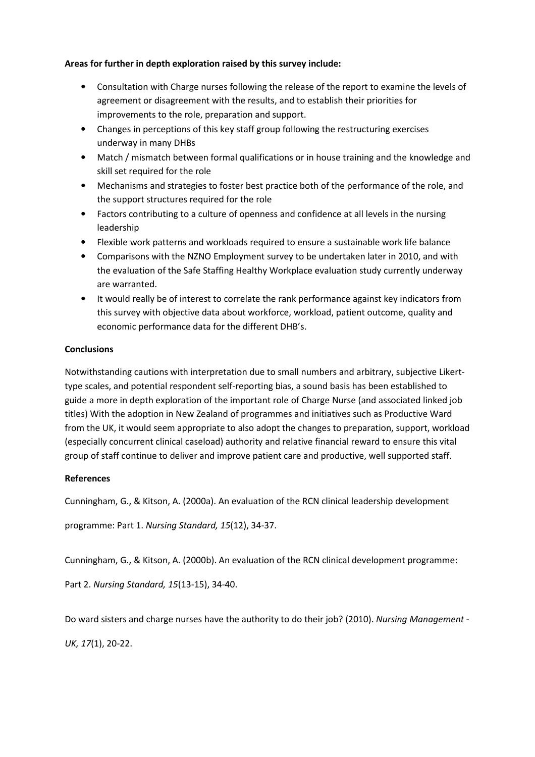**Areas for further in depth exploration raised by this survey include:**

- Consultation with Charge nurses following the release of the report to examine the levels of agreement or disagreement with the results, and to establish their priorities for improvements to the role, preparation and support.
- Changes in perceptions of this key staff group following the restructuring exercises underway in many DHBs
- Match / mismatch between formal qualifications or in house training and the knowledge and skill set required for the role
- Mechanisms and strategies to foster best practice both of the performance of the role, and the support structures required for the role
- Factors contributing to a culture of openness and confidence at all levels in the nursing leadership
- Flexible work patterns and workloads required to ensure a sustainable work life balance
- Comparisons with the NZNO Employment survey to be undertaken later in 2010, and with the evaluation of the Safe Staffing Healthy Workplace evaluation study currently underway are warranted.
- It would really be of interest to correlate the rank performance against key indicators from this survey with objective data about workforce, workload, patient outcome, quality and economic performance data for the different DHB's.

**Conclusions**

Notwithstanding cautions with interpretation due to small numbers and arbitrary, subjective Likert-type scales, and potential respondent self-reporting bias, a sound basis has been established to guide a more in depth exploration of the important role of Charge Nurse (and associated linked job titles) With the adoption in New Zealand of programmes and initiatives such as Productive Ward from the UK, it would seem appropriate to also adopt the changes to preparation, support, workload (especially concurrent clinical caseload) authority and relative financial reward to ensure this vital group of staff continue to deliver and improve patient care and productive, well supported staff.

**References**

Cunningham, G., & Kitson, A. (2000a). An evaluation of the RCN clinical leadership development programme: Part 1. *Nursing Standard, 15*(12), 34-37.

Cunningham, G., & Kitson, A. (2000b). An evaluation of the RCN clinical development programme: Part 2. *Nursing Standard, 15*(13-15), 34-40.

Do ward sisters and charge nurses have the authority to do their job? (2010). *Nursing Management - UK, 17*(1), 20-22.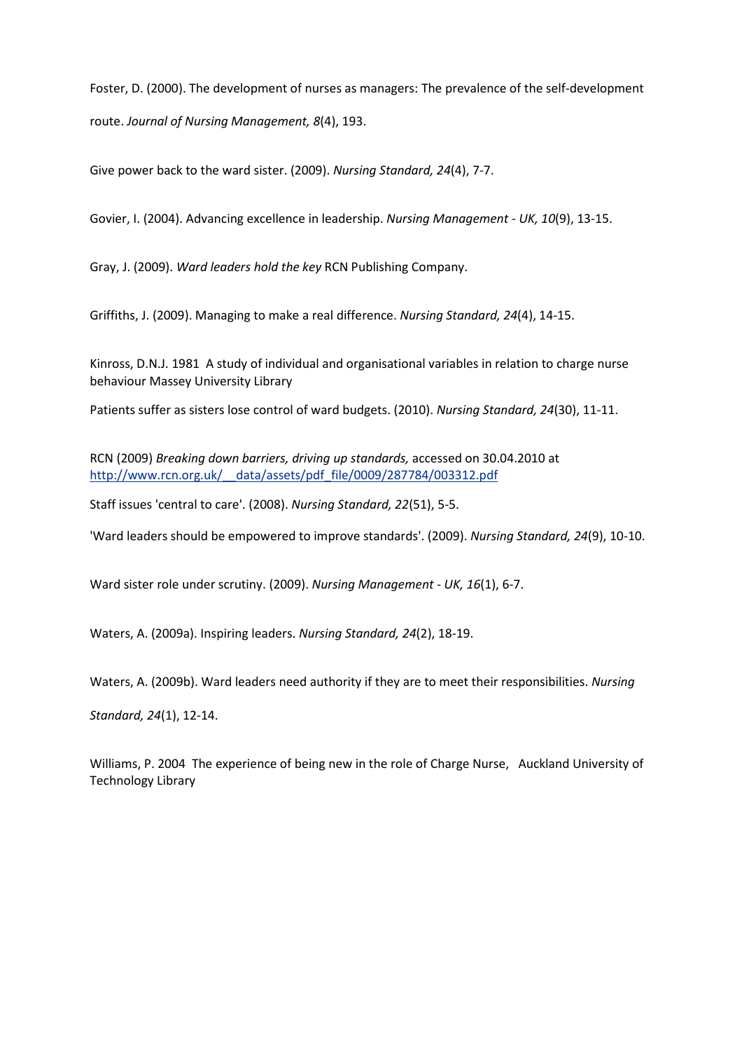Foster, D. (2000). The development of nurses as managers: The prevalence of the self-development route. *Journal of Nursing Management, 8*(4), 193.

Give power back to the ward sister. (2009). *Nursing Standard, 24*(4), 7-7.

Govier, I. (2004). Advancing excellence in leadership. *Nursing Management - UK, 10*(9), 13-15.

Gray, J. (2009). *Ward leaders hold the key* RCN Publishing Company.

Griffiths, J. (2009). Managing to make a real difference. *Nursing Standard, 24*(4), 14-15.

Kinross, D.N.J. 1981 A study of individual and organisational variables in relation to charge nurse behaviour Massey University Library

Patients suffer as sisters lose control of ward budgets. (2010). *Nursing Standard, 24*(30), 11-11.

RCN (2009) *Breaking down barriers, driving up standards,* accessed on 30.04.2010 at http://www.rcn.org.uk/__data/assets/pdf_file/0009/287784/003312.pdf

Staff issues 'central to care'. (2008). *Nursing Standard, 22*(51), 5-5.

'Ward leaders should be empowered to improve standards'. (2009). *Nursing Standard, 24*(9), 10-10.

Ward sister role under scrutiny. (2009). *Nursing Management - UK, 16*(1), 6-7.

Waters, A. (2009a). Inspiring leaders. *Nursing Standard, 24*(2), 18-19.

Waters, A. (2009b). Ward leaders need authority if they are to meet their responsibilities. *Nursing Standard, 24*(1), 12-14.

Williams, P. 2004 The experience of being new in the role of Charge Nurse, Auckland University of Technology Library